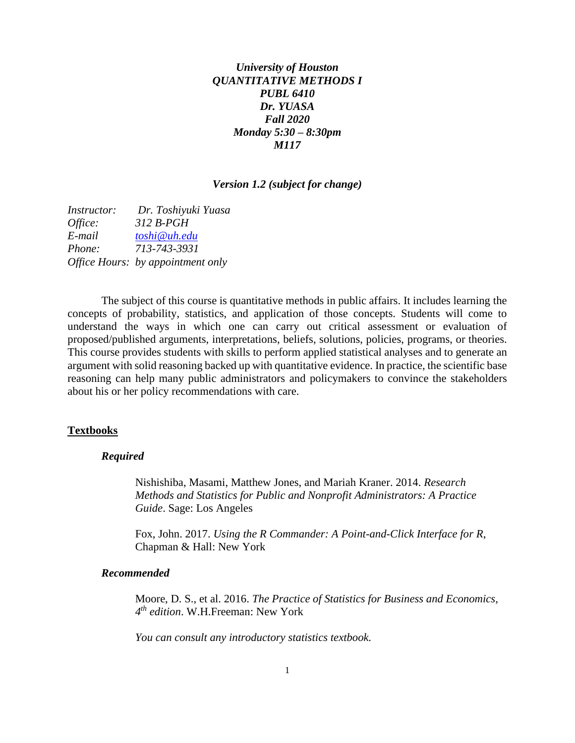***University of Houston***
***QUANTITATIVE METHODS I***
***PUBL 6410***
***Dr. YUASA***
***Fall 2020***
***Monday 5:30 – 8:30pm***
***M117***

***Version 1.2 (subject for change)***

*Instructor:* *Dr. Toshiyuki Yuasa*
*Office:* *312 B-PGH*
*E-mail* *toshi@uh.edu*
*Phone:* *713-743-3931*
*Office Hours:* *by appointment only*

The subject of this course is quantitative methods in public affairs. It includes learning the concepts of probability, statistics, and application of those concepts. Students will come to understand the ways in which one can carry out critical assessment or evaluation of proposed/published arguments, interpretations, beliefs, solutions, policies, programs, or theories. This course provides students with skills to perform applied statistical analyses and to generate an argument with solid reasoning backed up with quantitative evidence. In practice, the scientific base reasoning can help many public administrators and policymakers to convince the stakeholders about his or her policy recommendations with care.

## Textbooks

### *Required*

Nishishiba, Masami, Matthew Jones, and Mariah Kraner. 2014. *Research Methods and Statistics for Public and Nonprofit Administrators: A Practice Guide*. Sage: Los Angeles

Fox, John. 2017. *Using the R Commander: A Point-and-Click Interface for R*, Chapman & Hall: New York

### *Recommended*

Moore, D. S., et al. 2016. *The Practice of Statistics for Business and Economics, 4th edition*. W.H.Freeman: New York

*You can consult any introductory statistics textbook.*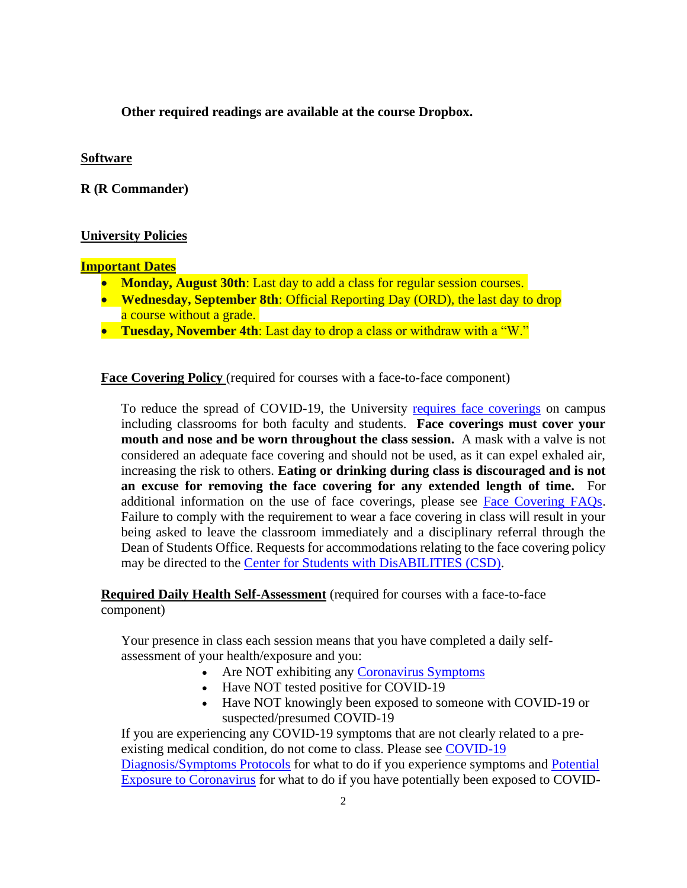**Other required readings are available at the course Dropbox.**

**Software**

**R (R Commander)**

**University Policies**

**Important Dates**

- **Monday, August 30th**: Last day to add a class for regular session courses.
- **Wednesday, September 8th**: Official Reporting Day (ORD), the last day to drop a course without a grade.
- **Tuesday, November 4th**: Last day to drop a class or withdraw with a "W."

**Face Covering Policy** (required for courses with a face-to-face component)

To reduce the spread of COVID-19, the University requires face coverings on campus including classrooms for both faculty and students. **Face coverings must cover your mouth and nose and be worn throughout the class session.** A mask with a valve is not considered an adequate face covering and should not be used, as it can expel exhaled air, increasing the risk to others. **Eating or drinking during class is discouraged and is not an excuse for removing the face covering for any extended length of time.** For additional information on the use of face coverings, please see Face Covering FAQs. Failure to comply with the requirement to wear a face covering in class will result in your being asked to leave the classroom immediately and a disciplinary referral through the Dean of Students Office. Requests for accommodations relating to the face covering policy may be directed to the Center for Students with DisABILITIES (CSD).

**Required Daily Health Self-Assessment** (required for courses with a face-to-face component)

Your presence in class each session means that you have completed a daily self-assessment of your health/exposure and you:

- Are NOT exhibiting any Coronavirus Symptoms
- Have NOT tested positive for COVID-19
- Have NOT knowingly been exposed to someone with COVID-19 or suspected/presumed COVID-19

If you are experiencing any COVID-19 symptoms that are not clearly related to a pre-existing medical condition, do not come to class. Please see COVID-19 Diagnosis/Symptoms Protocols for what to do if you experience symptoms and Potential Exposure to Coronavirus for what to do if you have potentially been exposed to COVID-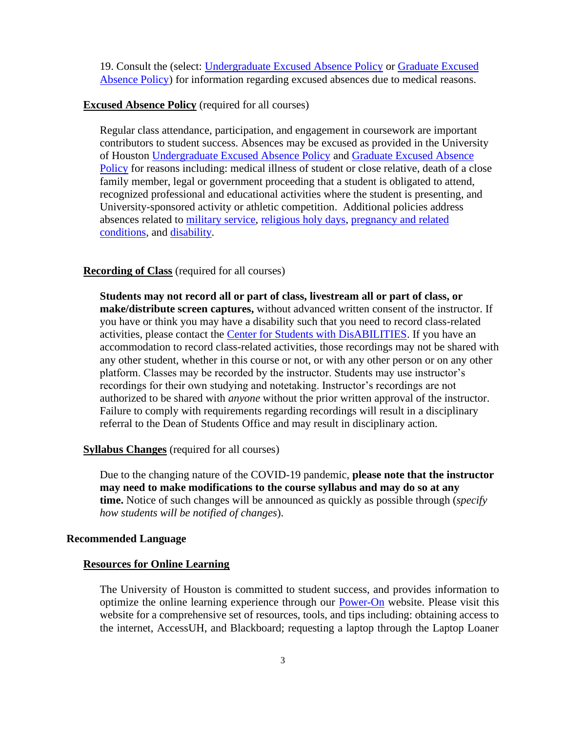19. Consult the (select: Undergraduate Excused Absence Policy or Graduate Excused Absence Policy) for information regarding excused absences due to medical reasons.

**Excused Absence Policy** (required for all courses)

Regular class attendance, participation, and engagement in coursework are important contributors to student success. Absences may be excused as provided in the University of Houston Undergraduate Excused Absence Policy and Graduate Excused Absence Policy for reasons including: medical illness of student or close relative, death of a close family member, legal or government proceeding that a student is obligated to attend, recognized professional and educational activities where the student is presenting, and University-sponsored activity or athletic competition. Additional policies address absences related to military service, religious holy days, pregnancy and related conditions, and disability.

**Recording of Class** (required for all courses)

**Students may not record all or part of class, livestream all or part of class, or make/distribute screen captures,** without advanced written consent of the instructor. If you have or think you may have a disability such that you need to record class-related activities, please contact the Center for Students with DisABILITIES. If you have an accommodation to record class-related activities, those recordings may not be shared with any other student, whether in this course or not, or with any other person or on any other platform. Classes may be recorded by the instructor. Students may use instructor's recordings for their own studying and notetaking. Instructor's recordings are not authorized to be shared with *anyone* without the prior written approval of the instructor. Failure to comply with requirements regarding recordings will result in a disciplinary referral to the Dean of Students Office and may result in disciplinary action.

**Syllabus Changes** (required for all courses)

Due to the changing nature of the COVID-19 pandemic, **please note that the instructor may need to make modifications to the course syllabus and may do so at any time.** Notice of such changes will be announced as quickly as possible through (*specify how students will be notified of changes*).

## Recommended Language

**Resources for Online Learning**

The University of Houston is committed to student success, and provides information to optimize the online learning experience through our Power-On website. Please visit this website for a comprehensive set of resources, tools, and tips including: obtaining access to the internet, AccessUH, and Blackboard; requesting a laptop through the Laptop Loaner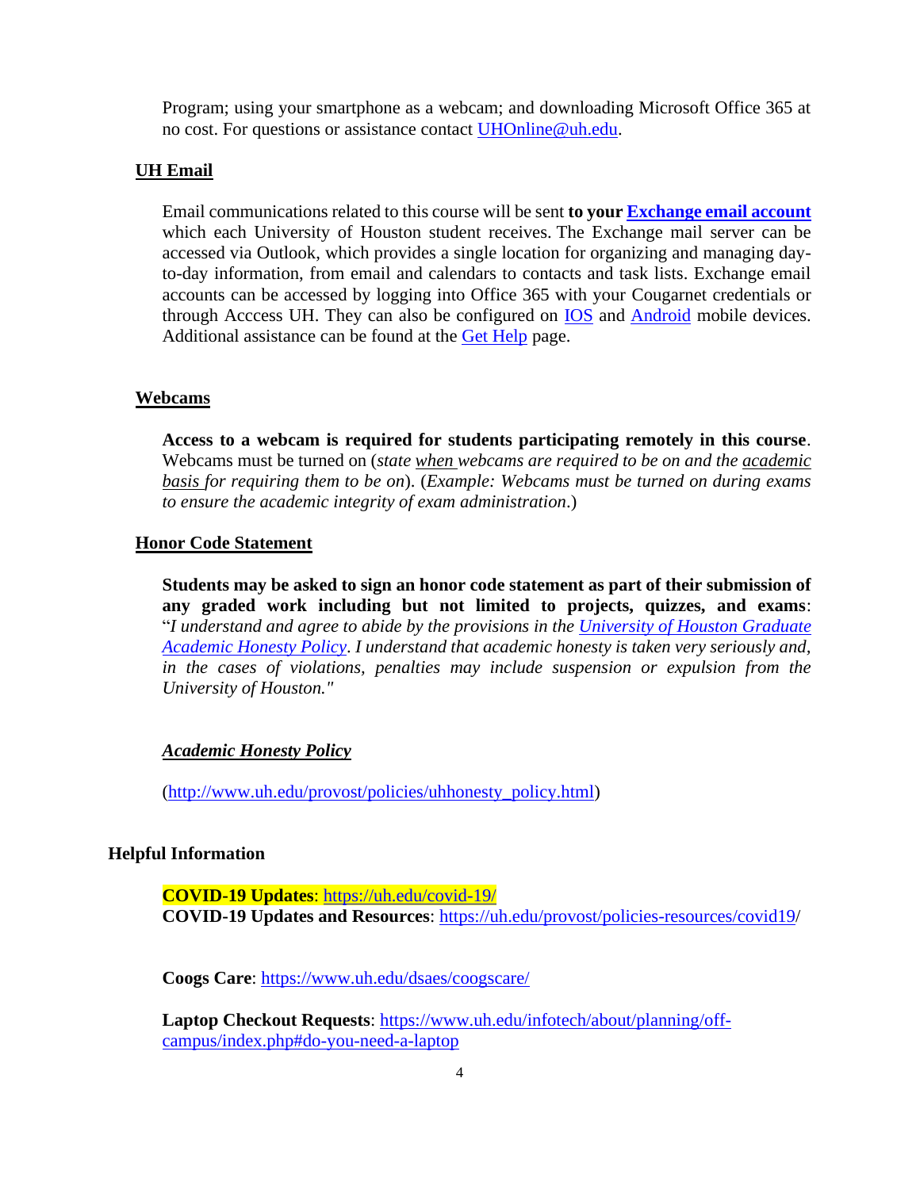Program; using your smartphone as a webcam; and downloading Microsoft Office 365 at no cost. For questions or assistance contact UHOnline@uh.edu.

## UH Email

Email communications related to this course will be sent **to your Exchange email account** which each University of Houston student receives. The Exchange mail server can be accessed via Outlook, which provides a single location for organizing and managing day-to-day information, from email and calendars to contacts and task lists. Exchange email accounts can be accessed by logging into Office 365 with your Cougarnet credentials or through Acccess UH. They can also be configured on IOS and Android mobile devices. Additional assistance can be found at the Get Help page.

## Webcams

**Access to a webcam is required for students participating remotely in this course**. Webcams must be turned on (*state when webcams are required to be on and the academic basis for requiring them to be on*). (*Example: Webcams must be turned on during exams to ensure the academic integrity of exam administration*.)

## Honor Code Statement

**Students may be asked to sign an honor code statement as part of their submission of any graded work including but not limited to projects, quizzes, and exams**: "*I understand and agree to abide by the provisions in the University of Houston Graduate Academic Honesty Policy. I understand that academic honesty is taken very seriously and, in the cases of violations, penalties may include suspension or expulsion from the University of Houston."*

***Academic Honesty Policy***

(http://www.uh.edu/provost/policies/uhhonesty_policy.html)

## Helpful Information

**COVID-19 Updates**: https://uh.edu/covid-19/
**COVID-19 Updates and Resources**: https://uh.edu/provost/policies-resources/covid19/

**Coogs Care**: https://www.uh.edu/dsaes/coogscare/

**Laptop Checkout Requests**: https://www.uh.edu/infotech/about/planning/off-campus/index.php#do-you-need-a-laptop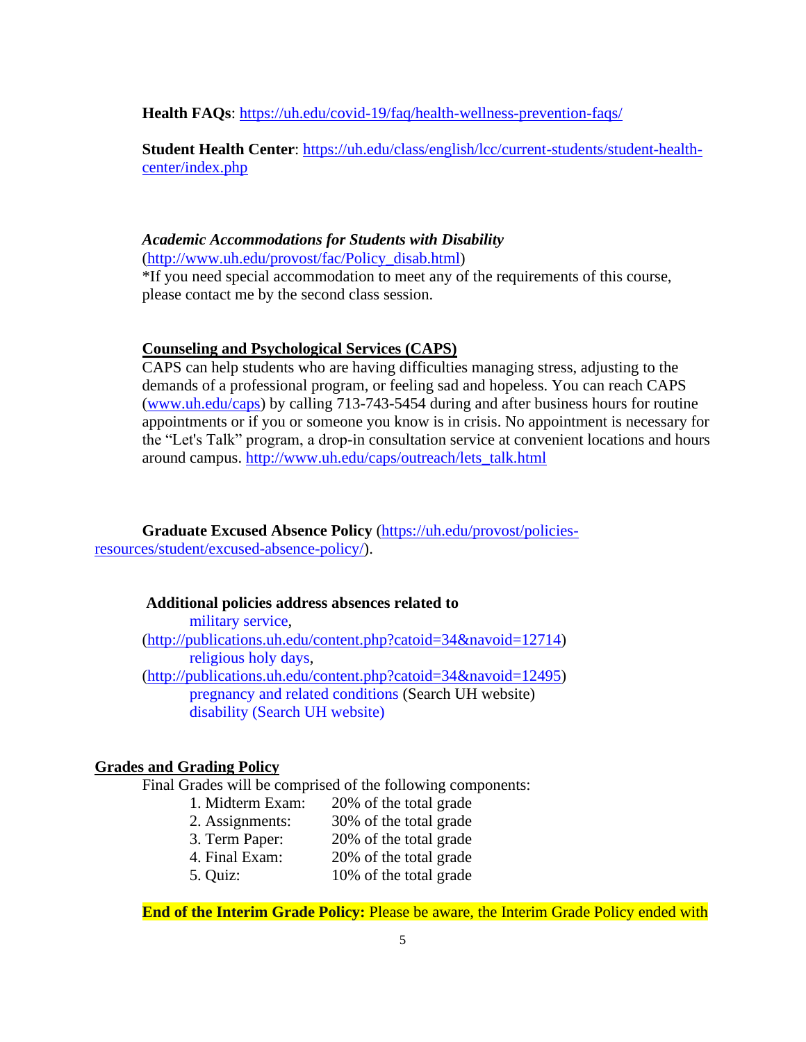**Health FAQs**: https://uh.edu/covid-19/faq/health-wellness-prevention-faqs/

**Student Health Center**: https://uh.edu/class/english/lcc/current-students/student-health-center/index.php

***Academic Accommodations for Students with Disability***
(http://www.uh.edu/provost/fac/Policy_disab.html)
*If you need special accommodation to meet any of the requirements of this course, please contact me by the second class session.

**Counseling and Psychological Services (CAPS)**
CAPS can help students who are having difficulties managing stress, adjusting to the demands of a professional program, or feeling sad and hopeless. You can reach CAPS (www.uh.edu/caps) by calling 713-743-5454 during and after business hours for routine appointments or if you or someone you know is in crisis. No appointment is necessary for the "Let's Talk" program, a drop-in consultation service at convenient locations and hours around campus. http://www.uh.edu/caps/outreach/lets_talk.html

**Graduate Excused Absence Policy** (https://uh.edu/provost/policies-resources/student/excused-absence-policy/).

**Additional policies address absences related to**
- military service, (http://publications.uh.edu/content.php?catoid=34&navoid=12714)
- religious holy days, (http://publications.uh.edu/content.php?catoid=34&navoid=12495)
- pregnancy and related conditions (Search UH website)
- disability (Search UH website)

## Grades and Grading Policy

Final Grades will be comprised of the following components:

1. Midterm Exam: 20% of the total grade
2. Assignments: 30% of the total grade
3. Term Paper: 20% of the total grade
4. Final Exam: 20% of the total grade
5. Quiz: 10% of the total grade

**End of the Interim Grade Policy:** Please be aware, the Interim Grade Policy ended with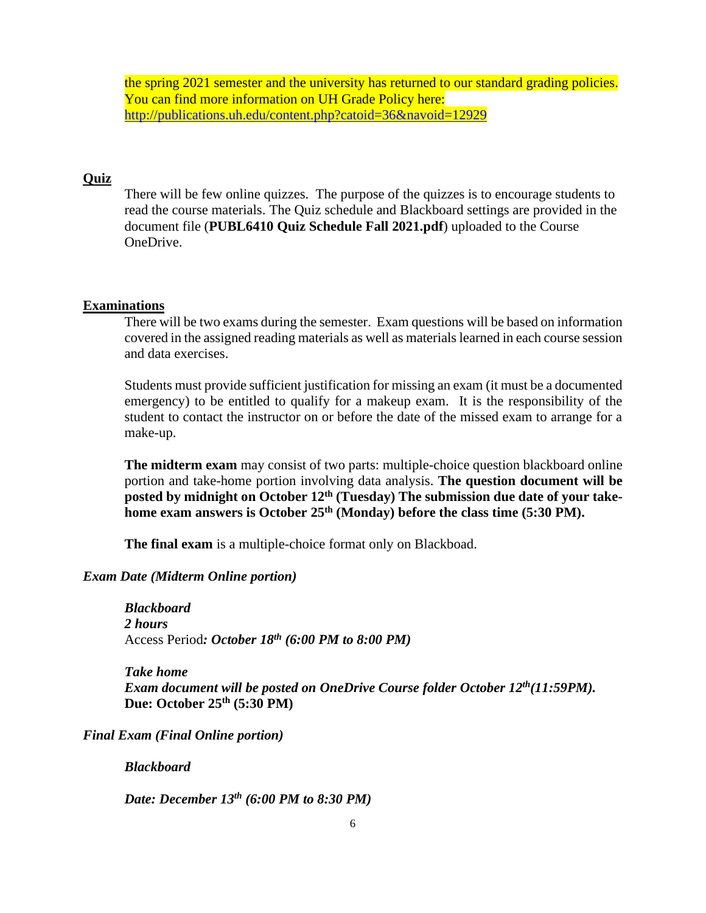the spring 2021 semester and the university has returned to our standard grading policies. You can find more information on UH Grade Policy here: http://publications.uh.edu/content.php?catoid=36&navoid=12929

**Quiz**

There will be few online quizzes. The purpose of the quizzes is to encourage students to read the course materials. The Quiz schedule and Blackboard settings are provided in the document file (**PUBL6410 Quiz Schedule Fall 2021.pdf**) uploaded to the Course OneDrive.

**Examinations**

There will be two exams during the semester. Exam questions will be based on information covered in the assigned reading materials as well as materials learned in each course session and data exercises.

Students must provide sufficient justification for missing an exam (it must be a documented emergency) to be entitled to qualify for a makeup exam. It is the responsibility of the student to contact the instructor on or before the date of the missed exam to arrange for a make-up.

**The midterm exam** may consist of two parts: multiple-choice question blackboard online portion and take-home portion involving data analysis. **The question document will be posted by midnight on October 12th (Tuesday) The submission due date of your take-home exam answers is October 25th (Monday) before the class time (5:30 PM).**

**The final exam** is a multiple-choice format only on Blackboad.

***Exam Date (Midterm Online portion)***

***Blackboard***
***2 hours***
Access Period***: October 18th (6:00 PM to 8:00 PM)***

***Take home***
***Exam document will be posted on OneDrive Course folder October 12th (11:59PM).***
**Due: October 25th (5:30 PM)**

***Final Exam (Final Online portion)***

***Blackboard***

***Date: December 13th (6:00 PM to 8:30 PM)***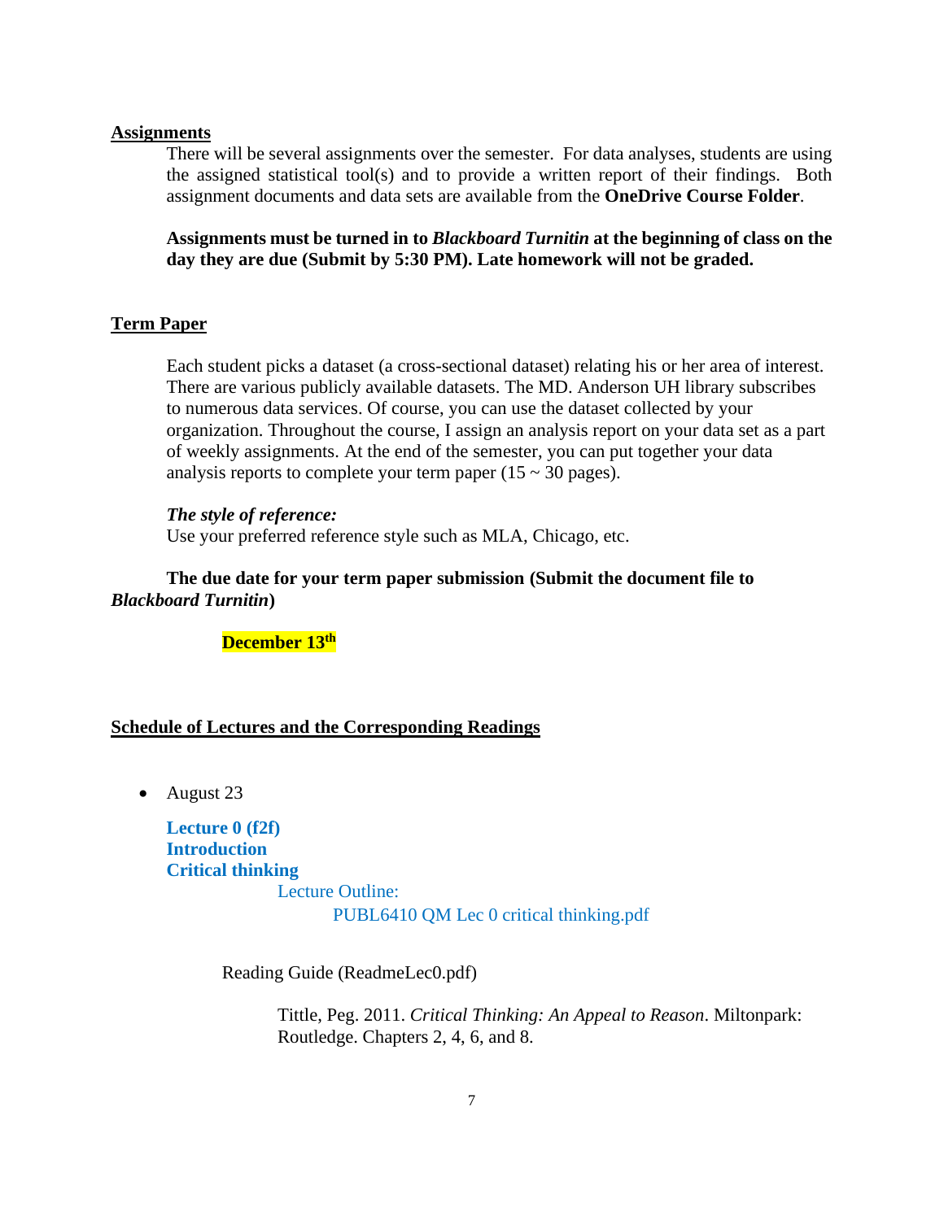## Assignments

There will be several assignments over the semester. For data analyses, students are using the assigned statistical tool(s) and to provide a written report of their findings. Both assignment documents and data sets are available from the **OneDrive Course Folder**.

**Assignments must be turned in to *Blackboard Turnitin* at the beginning of class on the day they are due (Submit by 5:30 PM). Late homework will not be graded.**

## Term Paper

Each student picks a dataset (a cross-sectional dataset) relating his or her area of interest. There are various publicly available datasets. The MD. Anderson UH library subscribes to numerous data services. Of course, you can use the dataset collected by your organization. Throughout the course, I assign an analysis report on your data set as a part of weekly assignments. At the end of the semester, you can put together your data analysis reports to complete your term paper (15 ~ 30 pages).

***The style of reference:***

Use your preferred reference style such as MLA, Chicago, etc.

**The due date for your term paper submission (Submit the document file to *Blackboard Turnitin*)**

**December 13th**

## Schedule of Lectures and the Corresponding Readings

- August 23

  **Lecture 0 (f2f)**
  **Introduction**
  **Critical thinking**

  Lecture Outline:
  PUBL6410 QM Lec 0 critical thinking.pdf

  Reading Guide (ReadmeLec0.pdf)

  Tittle, Peg. 2011. *Critical Thinking: An Appeal to Reason*. Miltonpark: Routledge. Chapters 2, 4, 6, and 8.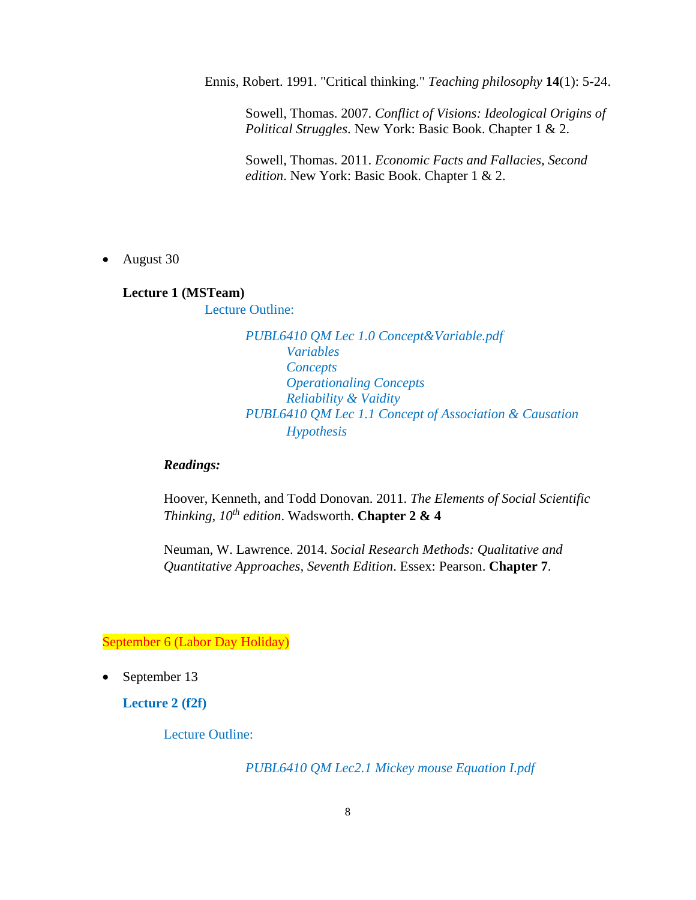Ennis, Robert. 1991. "Critical thinking." *Teaching philosophy* **14**(1): 5-24.

Sowell, Thomas. 2007. *Conflict of Visions: Ideological Origins of Political Struggles*. New York: Basic Book. Chapter 1 & 2.

Sowell, Thomas. 2011. *Economic Facts and Fallacies, Second edition*. New York: Basic Book. Chapter 1 & 2.

- August 30

**Lecture 1 (MSTeam)**

Lecture Outline:

*PUBL6410 QM Lec 1.0 Concept&Variable.pdf*
- *Variables*
- *Concepts*
- *Operationaling Concepts*
- *Reliability & Vaidity*

*PUBL6410 QM Lec 1.1 Concept of Association & Causation*
- *Hypothesis*

***Readings:***

Hoover, Kenneth, and Todd Donovan. 2011. *The Elements of Social Scientific Thinking, 10th edition*. Wadsworth. **Chapter 2 & 4**

Neuman, W. Lawrence. 2014. *Social Research Methods: Qualitative and Quantitative Approaches, Seventh Edition*. Essex: Pearson. **Chapter 7**.

September 6 (Labor Day Holiday)

- September 13

**Lecture 2 (f2f)**

Lecture Outline:

*PUBL6410 QM Lec2.1 Mickey mouse Equation I.pdf*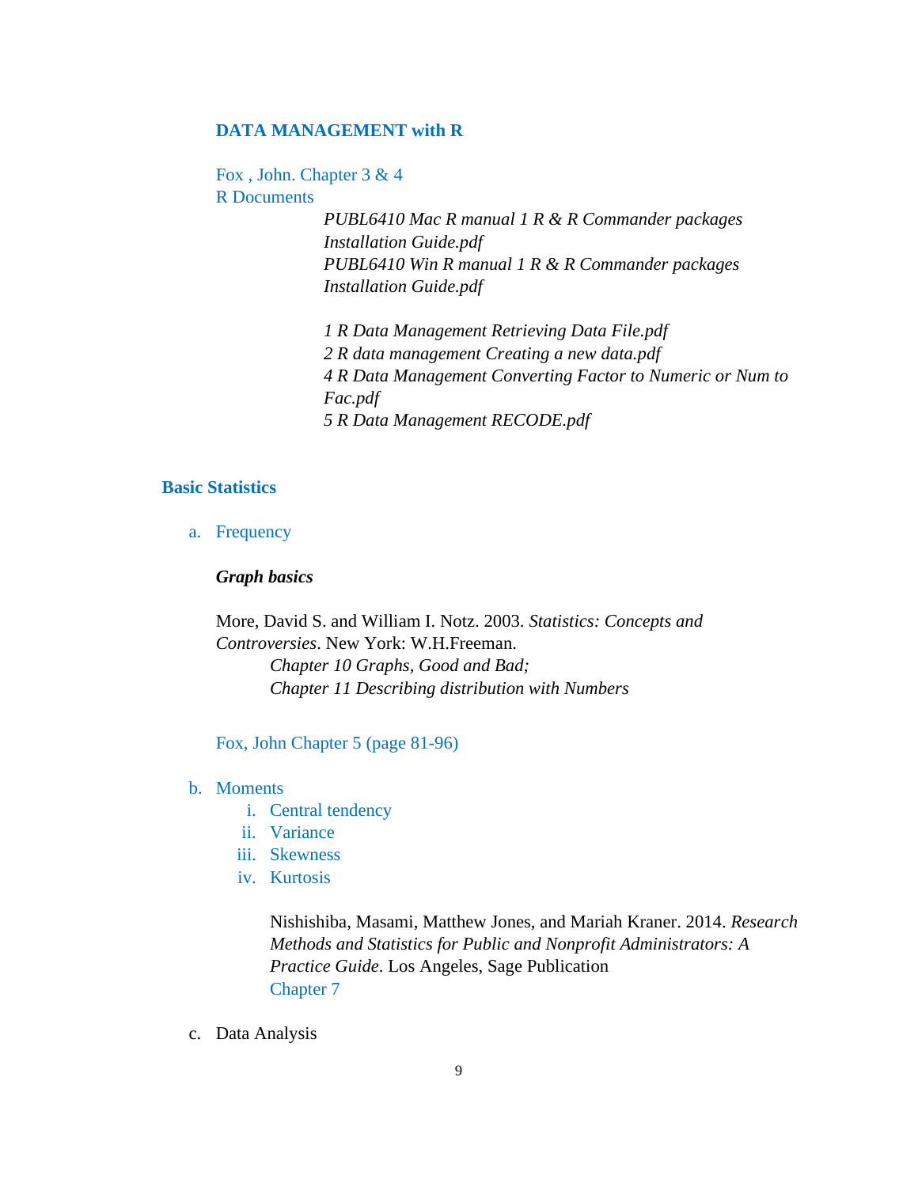### DATA MANAGEMENT with R

Fox , John. Chapter 3 & 4

R Documents

*PUBL6410 Mac R manual 1 R & R Commander packages Installation Guide.pdf*
*PUBL6410 Win R manual 1 R & R Commander packages Installation Guide.pdf*

*1 R Data Management Retrieving Data File.pdf*
*2 R data management Creating a new data.pdf*
*4 R Data Management Converting Factor to Numeric or Num to Fac.pdf*
*5 R Data Management RECODE.pdf*

## Basic Statistics

a. Frequency

***Graph basics***

More, David S. and William I. Notz. 2003. *Statistics: Concepts and Controversies*. New York: W.H.Freeman.
*Chapter 10 Graphs, Good and Bad;*
*Chapter 11 Describing distribution with Numbers*

Fox, John Chapter 5 (page 81-96)

b. Moments
   i. Central tendency
   ii. Variance
   iii. Skewness
   iv. Kurtosis

   Nishishiba, Masami, Matthew Jones, and Mariah Kraner. 2014. *Research Methods and Statistics for Public and Nonprofit Administrators: A Practice Guide*. Los Angeles, Sage Publication
   Chapter 7

c. Data Analysis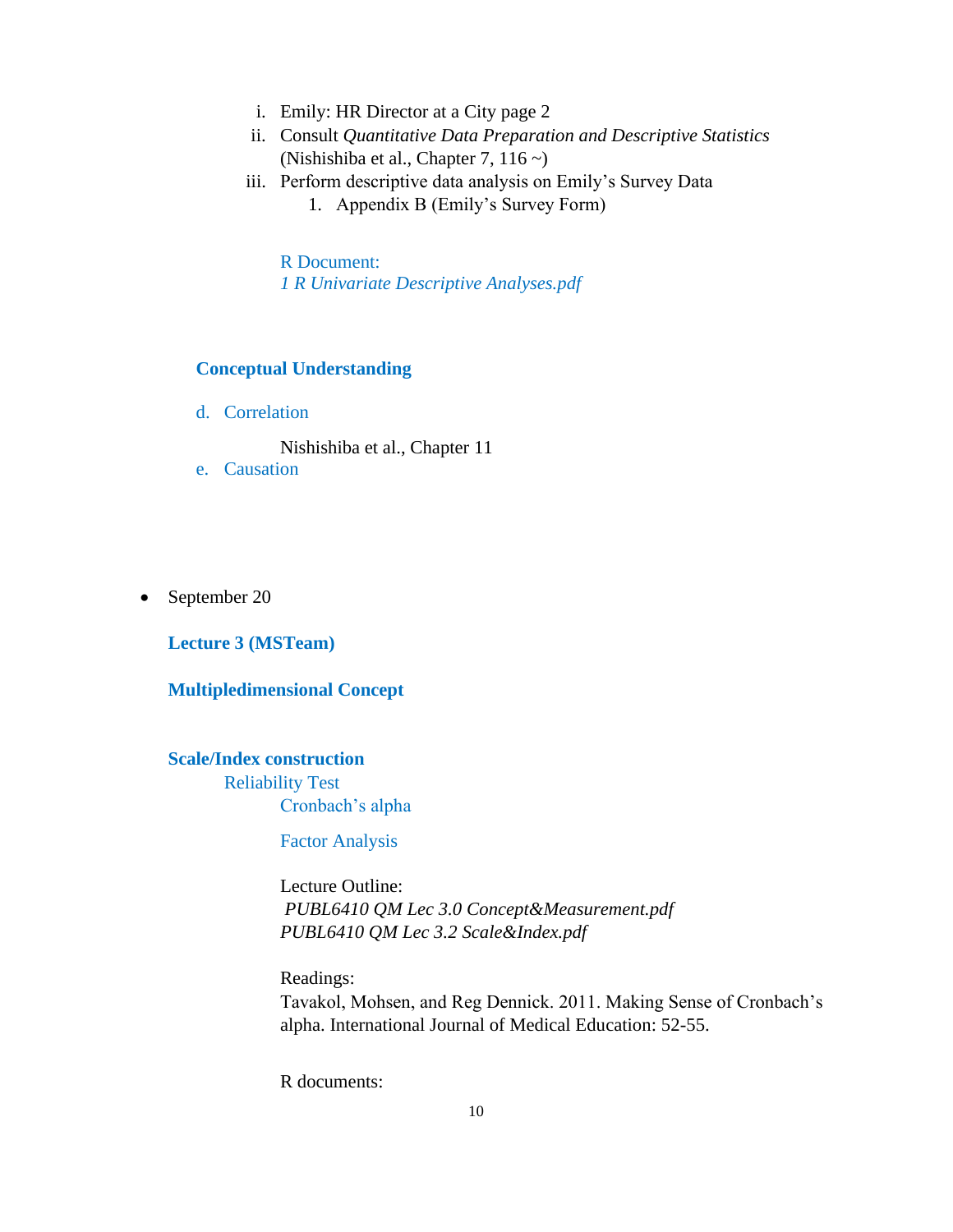i. Emily: HR Director at a City page 2
ii. Consult *Quantitative Data Preparation and Descriptive Statistics* (Nishishiba et al., Chapter 7, 116 ~)
iii. Perform descriptive data analysis on Emily's Survey Data
    1. Appendix B (Emily's Survey Form)

R Document:
*1 R Univariate Descriptive Analyses.pdf*

**Conceptual Understanding**

d. Correlation

Nishishiba et al., Chapter 11

e. Causation

- September 20

**Lecture 3 (MSTeam)**

**Multipledimensional Concept**

**Scale/Index construction**

Reliability Test

Cronbach's alpha

Factor Analysis

Lecture Outline:
*PUBL6410 QM Lec 3.0 Concept&Measurement.pdf*
*PUBL6410 QM Lec 3.2 Scale&Index.pdf*

Readings:
Tavakol, Mohsen, and Reg Dennick. 2011. Making Sense of Cronbach's alpha. International Journal of Medical Education: 52-55.

R documents: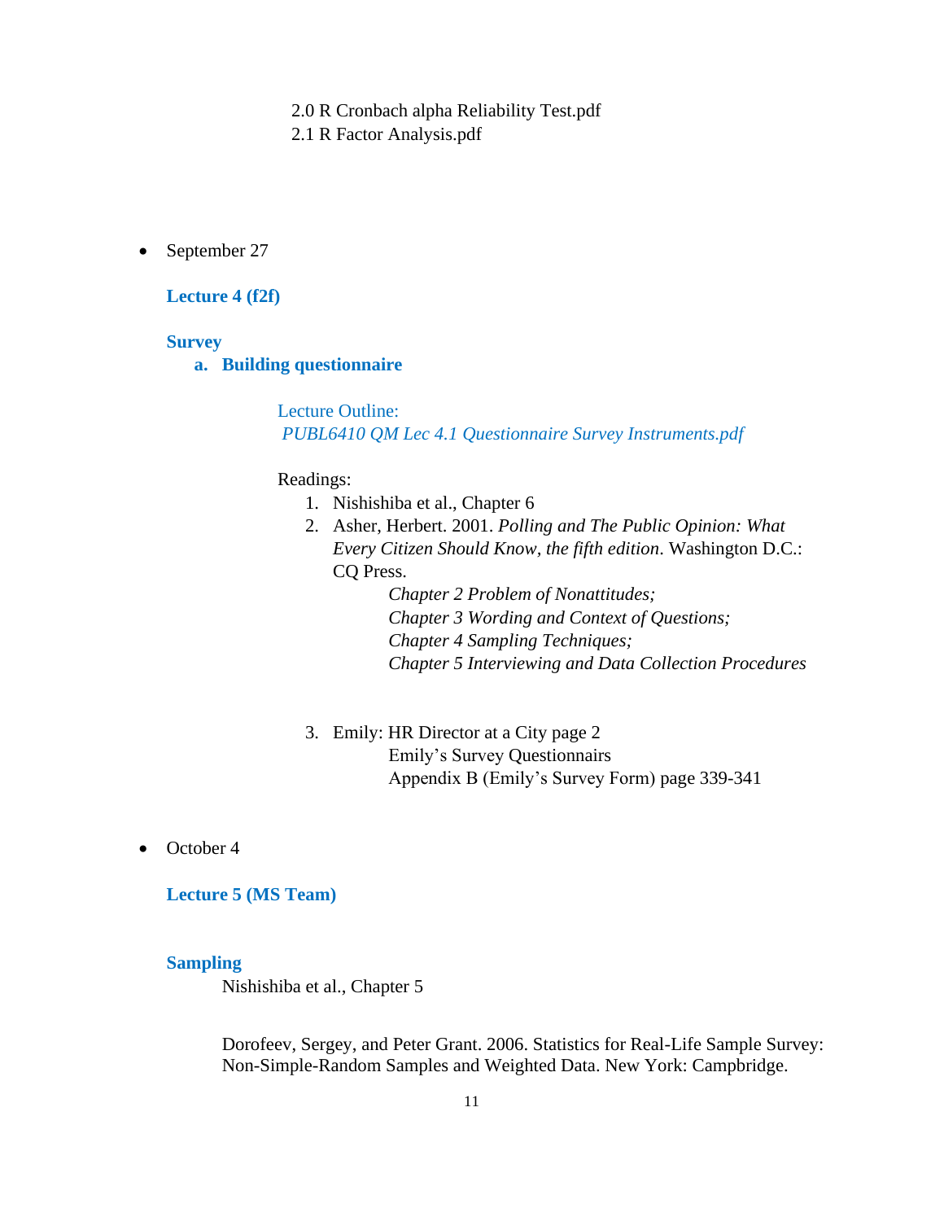2.0 R Cronbach alpha Reliability Test.pdf
2.1 R Factor Analysis.pdf

- September 27

  **Lecture 4 (f2f)**

  **Survey**

  **a. Building questionnaire**

  Lecture Outline:
  *PUBL6410 QM Lec 4.1 Questionnaire Survey Instruments.pdf*

  Readings:

  1. Nishishiba et al., Chapter 6
  2. Asher, Herbert. 2001. *Polling and The Public Opinion: What Every Citizen Should Know, the fifth edition*. Washington D.C.: CQ Press.
     *Chapter 2 Problem of Nonattitudes;*
     *Chapter 3 Wording and Context of Questions;*
     *Chapter 4 Sampling Techniques;*
     *Chapter 5 Interviewing and Data Collection Procedures*
  3. Emily: HR Director at a City page 2
     Emily's Survey Questionnairs
     Appendix B (Emily's Survey Form) page 339-341

- October 4

  **Lecture 5 (MS Team)**

  **Sampling**

  Nishishiba et al., Chapter 5

  Dorofeev, Sergey, and Peter Grant. 2006. Statistics for Real-Life Sample Survey: Non-Simple-Random Samples and Weighted Data. New York: Campbridge.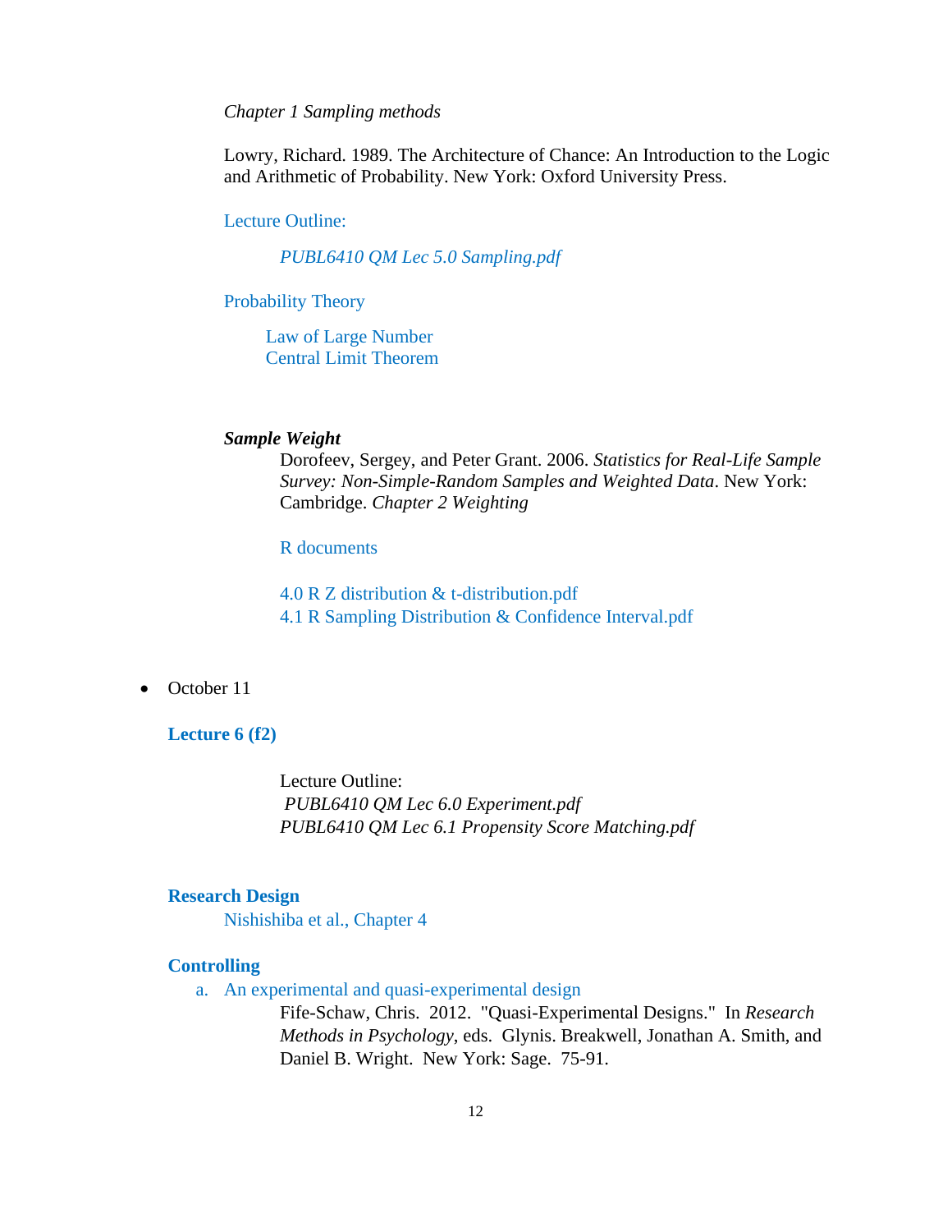*Chapter 1 Sampling methods*

Lowry, Richard. 1989. The Architecture of Chance: An Introduction to the Logic and Arithmetic of Probability. New York: Oxford University Press.

Lecture Outline:

*PUBL6410 QM Lec 5.0 Sampling.pdf*

Probability Theory

Law of Large Number
Central Limit Theorem

***Sample Weight***

Dorofeev, Sergey, and Peter Grant. 2006. *Statistics for Real-Life Sample Survey: Non-Simple-Random Samples and Weighted Data*. New York: Cambridge. *Chapter 2 Weighting*

R documents

4.0 R Z distribution & t-distribution.pdf
4.1 R Sampling Distribution & Confidence Interval.pdf

- October 11

**Lecture 6 (f2)**

Lecture Outline:
*PUBL6410 QM Lec 6.0 Experiment.pdf*
*PUBL6410 QM Lec 6.1 Propensity Score Matching.pdf*

**Research Design**

Nishishiba et al., Chapter 4

**Controlling**

a. An experimental and quasi-experimental design

Fife-Schaw, Chris. 2012. "Quasi-Experimental Designs." In *Research Methods in Psychology*, eds. Glynis. Breakwell, Jonathan A. Smith, and Daniel B. Wright. New York: Sage. 75-91.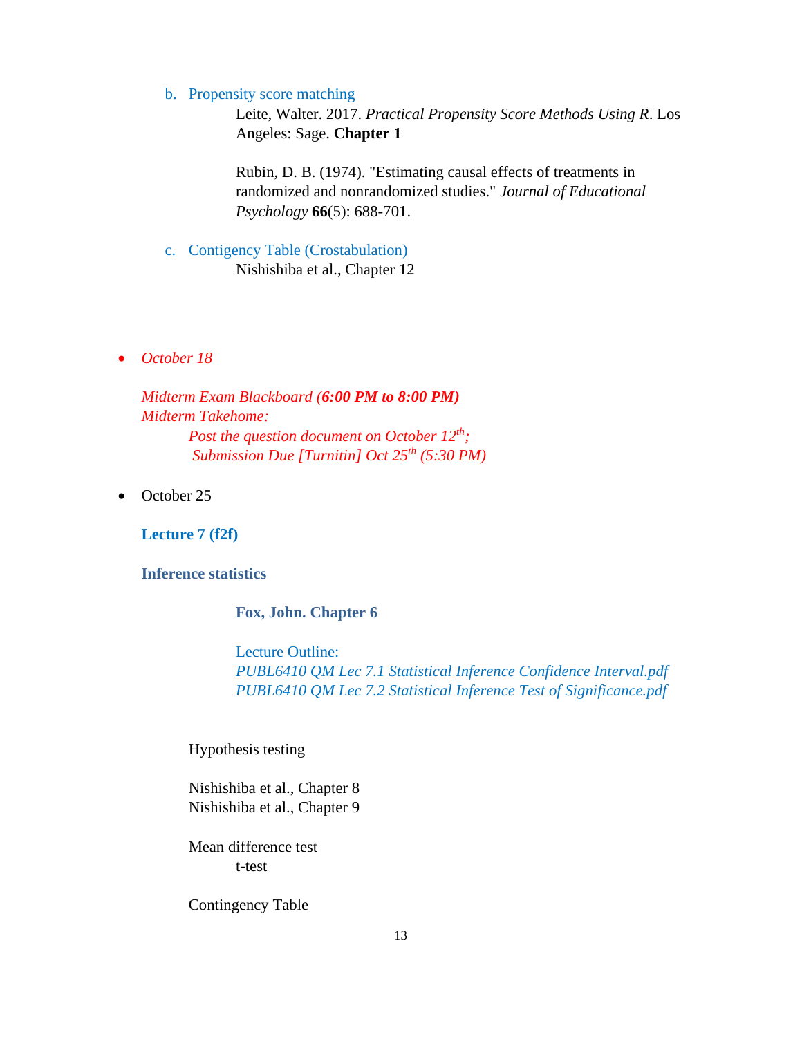b. Propensity score matching

    Leite, Walter. 2017. *Practical Propensity Score Methods Using R*. Los Angeles: Sage. **Chapter 1**

    Rubin, D. B. (1974). "Estimating causal effects of treatments in randomized and nonrandomized studies." *Journal of Educational Psychology* **66**(5): 688-701.

c. Contigency Table (Crostabulation)

    Nishishiba et al., Chapter 12

- *October 18*

  *Midterm Exam Blackboard (**6:00 PM to 8:00 PM**)*
  *Midterm Takehome:*
  
  *Post the question document on October 12th;*
  *Submission Due [Turnitin] Oct 25th (5:30 PM)*

- October 25

  **Lecture 7 (f2f)**

  **Inference statistics**

  **Fox, John. Chapter 6**

  Lecture Outline:
  *PUBL6410 QM Lec 7.1 Statistical Inference Confidence Interval.pdf*
  *PUBL6410 QM Lec 7.2 Statistical Inference Test of Significance.pdf*

  Hypothesis testing

  Nishishiba et al., Chapter 8
  Nishishiba et al., Chapter 9

  Mean difference test
  
  t-test

  Contingency Table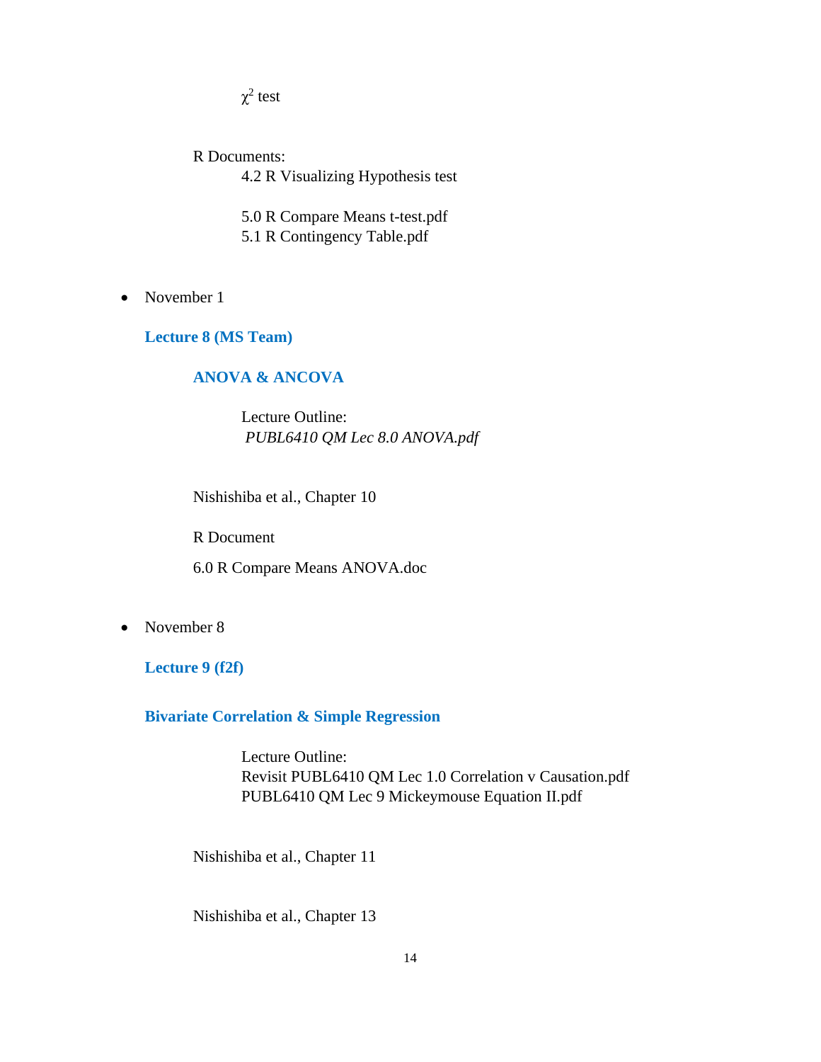$\chi^2$ test

R Documents:

4.2 R Visualizing Hypothesis test

5.0 R Compare Means t-test.pdf

5.1 R Contingency Table.pdf

- November 1

**Lecture 8 (MS Team)**

**ANOVA & ANCOVA**

Lecture Outline:

*PUBL6410 QM Lec 8.0 ANOVA.pdf*

Nishishiba et al., Chapter 10

R Document

6.0 R Compare Means ANOVA.doc

- November 8

**Lecture 9 (f2f)**

**Bivariate Correlation & Simple Regression**

Lecture Outline:

Revisit PUBL6410 QM Lec 1.0 Correlation v Causation.pdf

PUBL6410 QM Lec 9 Mickeymouse Equation II.pdf

Nishishiba et al., Chapter 11

Nishishiba et al., Chapter 13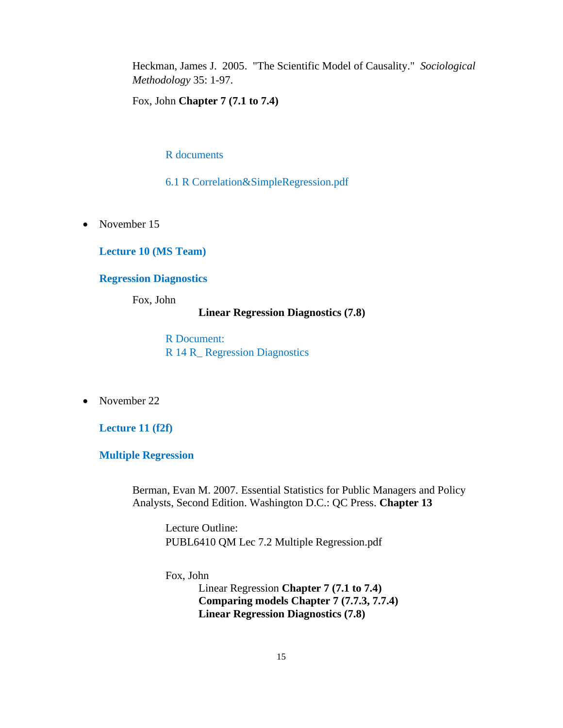Heckman, James J. 2005. "The Scientific Model of Causality." *Sociological Methodology* 35: 1-97.

Fox, John **Chapter 7 (7.1 to 7.4)**

R documents

6.1 R Correlation&SimpleRegression.pdf

- November 15

**Lecture 10 (MS Team)**

**Regression Diagnostics**

Fox, John

**Linear Regression Diagnostics (7.8)**

R Document:
R 14 R_ Regression Diagnostics

- November 22

**Lecture 11 (f2f)**

**Multiple Regression**

Berman, Evan M. 2007. Essential Statistics for Public Managers and Policy Analysts, Second Edition. Washington D.C.: QC Press. **Chapter 13**

Lecture Outline:
PUBL6410 QM Lec 7.2 Multiple Regression.pdf

Fox, John

Linear Regression **Chapter 7 (7.1 to 7.4)**
**Comparing models Chapter 7 (7.7.3, 7.7.4)**
**Linear Regression Diagnostics (7.8)**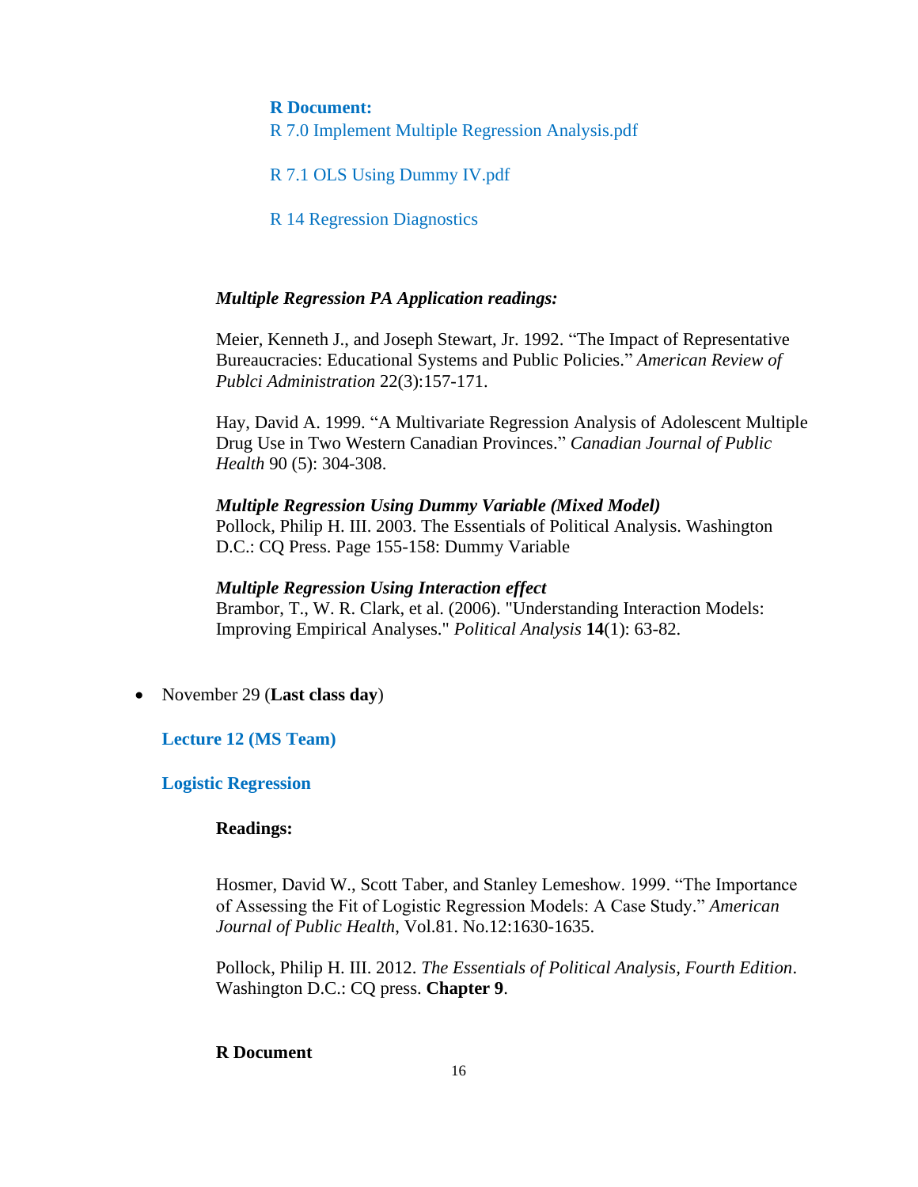**R Document:**

R 7.0 Implement Multiple Regression Analysis.pdf

R 7.1 OLS Using Dummy IV.pdf

R 14 Regression Diagnostics

***Multiple Regression PA Application readings:***

Meier, Kenneth J., and Joseph Stewart, Jr. 1992. "The Impact of Representative Bureaucracies: Educational Systems and Public Policies." *American Review of Publci Administration* 22(3):157-171.

Hay, David A. 1999. "A Multivariate Regression Analysis of Adolescent Multiple Drug Use in Two Western Canadian Provinces." *Canadian Journal of Public Health* 90 (5): 304-308.

***Multiple Regression Using Dummy Variable (Mixed Model)***
Pollock, Philip H. III. 2003. The Essentials of Political Analysis. Washington D.C.: CQ Press. Page 155-158: Dummy Variable

***Multiple Regression Using Interaction effect***
Brambor, T., W. R. Clark, et al. (2006). "Understanding Interaction Models: Improving Empirical Analyses." *Political Analysis* **14**(1): 63-82.

- November 29 (**Last class day**)

**Lecture 12 (MS Team)**

**Logistic Regression**

**Readings:**

Hosmer, David W., Scott Taber, and Stanley Lemeshow. 1999. "The Importance of Assessing the Fit of Logistic Regression Models: A Case Study." *American Journal of Public Health*, Vol.81. No.12:1630-1635.

Pollock, Philip H. III. 2012. *The Essentials of Political Analysis, Fourth Edition*. Washington D.C.: CQ press. **Chapter 9**.

**R Document**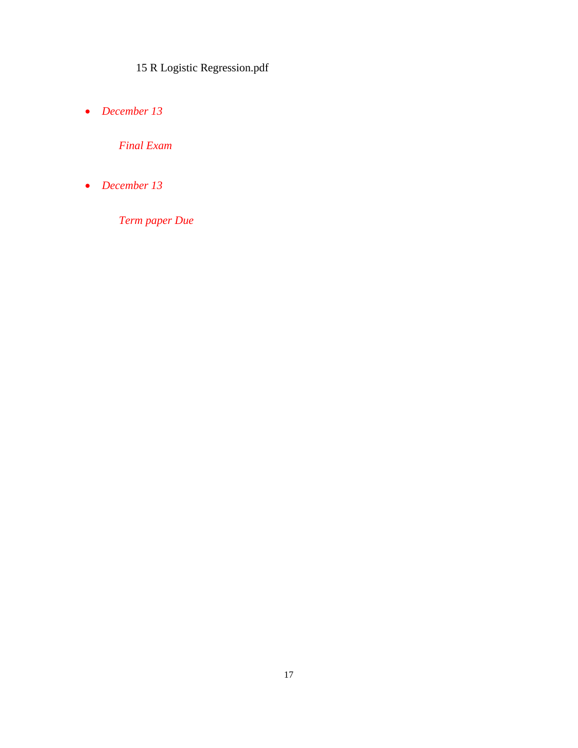15 R Logistic Regression.pdf

- *December 13*

  *Final Exam*

- *December 13*

  *Term paper Due*